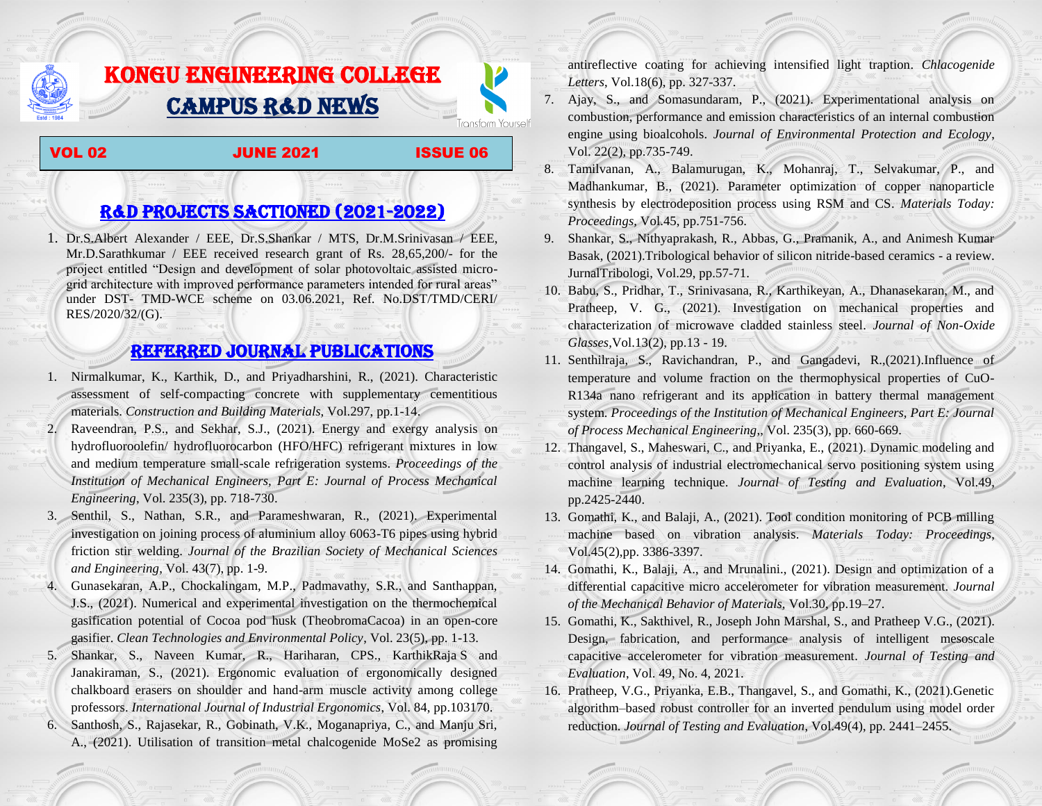# KONGU ENGINEERING COLLEGE

# CAMPUS R&D NEWS

Transform Yourself

**VOL 02 JUNE 2021 ISSUE 06**

## R&D PROJECTS SACTIONED (2021-2022)

1. Dr.S.Albert Alexander / EEE, Dr.S.Shankar / MTS, Dr.M.Srinivasan / EEE, Mr.D.Sarathkumar / EEE received research grant of Rs. 28,65,200/- for the project entitled "Design and development of solar photovoltaic assisted micro-grid architecture with improved performance parameters intended for rural areas" under DST- TMD-WCE scheme on 03.06.2021, Ref. No.DST/TMD/CERI/ RES/2020/32/(G).

## REFERRED JOURNAL PUBLICATIONS

1. Nirmalkumar, K., Karthik, D., and Priyadharshini, R., (2021). Characteristic assessment of self-compacting concrete with supplementary cementitious materials. *Construction and Building Materials,* Vol.297, pp.1-14.
2. Raveendran, P.S., and Sekhar, S.J., (2021). Energy and exergy analysis on hydrofluoroolefin/ hydrofluorocarbon (HFO/HFC) refrigerant mixtures in low and medium temperature small-scale refrigeration systems. *Proceedings of the Institution of Mechanical Engineers, Part E: Journal of Process Mechanical Engineering*, Vol. 235(3), pp. 718-730.
3. Senthil, S., Nathan, S.R., and Parameshwaran, R., (2021). Experimental investigation on joining process of aluminium alloy 6063-T6 pipes using hybrid friction stir welding. *Journal of the Brazilian Society of Mechanical Sciences and Engineering*, Vol. 43(7), pp. 1-9.
4. Gunasekaran, A.P., Chockalingam, M.P., Padmavathy, S.R., and Santhappan, J.S., (2021). Numerical and experimental investigation on the thermochemical gasification potential of Cocoa pod husk (TheobromaCacoa) in an open-core gasifier. *Clean Technologies and Environmental Policy*, Vol. 23(5), pp. 1-13.
5. Shankar, S., Naveen Kumar, R., Hariharan, CPS., KarthikRaja S and Janakiraman, S., (2021). Ergonomic evaluation of ergonomically designed chalkboard erasers on shoulder and hand-arm muscle activity among college professors. *International Journal of Industrial Ergonomics*, Vol. 84, pp.103170.
6. Santhosh, S., Rajasekar, R., Gobinath, V.K., Moganapriya, C., and Manju Sri, A., (2021). Utilisation of transition metal chalcogenide MoSe2 as promising antireflective coating for achieving intensified light traption. *Chlacogenide Letters*, Vol.18(6), pp. 327-337.
7. Ajay, S., and Somasundaram, P., (2021). Experimentational analysis on combustion, performance and emission characteristics of an internal combustion engine using bioalcohols. *Journal of Environmental Protection and Ecology*, Vol. 22(2), pp.735-749.
8. Tamilvanan, A., Balamurugan, K., Mohanraj, T., Selvakumar, P., and Madhankumar, B., (2021). Parameter optimization of copper nanoparticle synthesis by electrodeposition process using RSM and CS. *Materials Today: Proceedings,* Vol.45, pp.751-756.
9. Shankar, S., Nithyaprakash, R., Abbas, G., Pramanik, A., and Animesh Kumar Basak, (2021).Tribological behavior of silicon nitride-based ceramics - a review. JurnalTribologi, Vol.29, pp.57-71.
10. Babu, S., Pridhar, T., Srinivasana, R., Karthikeyan, A., Dhanasekaran, M., and Pratheep, V. G., (2021). Investigation on mechanical properties and characterization of microwave cladded stainless steel. *Journal of Non-Oxide Glasses,*Vol.13(2), pp.13 - 19.
11. Senthilraja, S., Ravichandran, P., and Gangadevi, R.,(2021).Influence of temperature and volume fraction on the thermophysical properties of CuO-R134a nano refrigerant and its application in battery thermal management system. *Proceedings of the Institution of Mechanical Engineers, Part E: Journal of Process Mechanical Engineering*,, Vol. 235(3), pp. 660-669.
12. Thangavel, S., Maheswari, C., and Priyanka, E., (2021). Dynamic modeling and control analysis of industrial electromechanical servo positioning system using machine learning technique. *Journal of Testing and Evaluation*, Vol.49, pp.2425-2440.
13. Gomathi, K., and Balaji, A., (2021). Tool condition monitoring of PCB milling machine based on vibration analysis. *Materials Today: Proceedings*, Vol.45(2),pp. 3386-3397.
14. Gomathi, K., Balaji, A., and Mrunalini., (2021). Design and optimization of a differential capacitive micro accelerometer for vibration measurement. *Journal of the Mechanical Behavior of Materials,* Vol.30, pp.19–27.
15. Gomathi, K., Sakthivel, R., Joseph John Marshal, S., and Pratheep V.G., (2021). Design, fabrication, and performance analysis of intelligent mesoscale capacitive accelerometer for vibration measurement. *Journal of Testing and Evaluation*, Vol. 49, No. 4, 2021.
16. Pratheep, V.G., Priyanka, E.B., Thangavel, S., and Gomathi, K., (2021).Genetic algorithm–based robust controller for an inverted pendulum using model order reduction. *Journal of Testing and Evaluation*, Vol.49(4), pp. 2441–2455.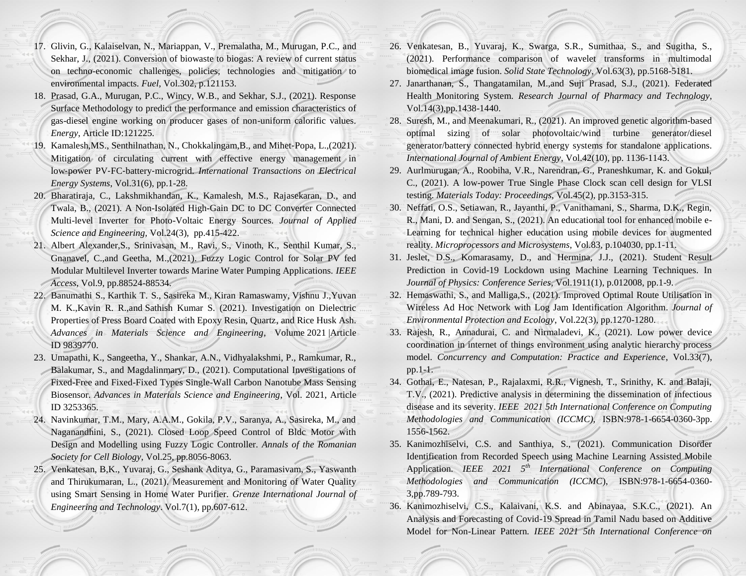17. Glivin, G., Kalaiselvan, N., Mariappan, V., Premalatha, M., Murugan, P.C., and Sekhar, J., (2021). Conversion of biowaste to biogas: A review of current status on techno-economic challenges, policies, technologies and mitigation to environmental impacts. *Fuel*, Vol.302, p.121153.
18. Prasad, G.A., Murugan, P.C., Wincy, W.B., and Sekhar, S.J., (2021). Response Surface Methodology to predict the performance and emission characteristics of gas-diesel engine working on producer gases of non-uniform calorific values. *Energy*, Article ID:121225.
19. Kamalesh,MS., Senthilnathan, N., Chokkalingam,B., and Mihet-Popa, L.,(2021). Mitigation of circulating current with effective energy management in low-power PV-FC-battery-microgrid. *International Transactions on Electrical Energy Systems*, Vol.31(6), pp.1-28.
20. Bharatiraja, C., Lakshmikhandan, K., Kamalesh, M.S., Rajasekaran, D., and Twala, B., (2021). A Non-Isolated High-Gain DC to DC Converter Connected Multi-level Inverter for Photo-Voltaic Energy Sources. *Journal of Applied Science and Engineering*, Vol.24(3), pp.415-422.
21. Albert Alexander,S., Srinivasan, M., Ravi, S., Vinoth, K., Senthil Kumar, S., Gnanavel, C.,and Geetha, M.,(2021). Fuzzy Logic Control for Solar PV fed Modular Multilevel Inverter towards Marine Water Pumping Applications. *IEEE Access*, Vol.9, pp.88524-88534.
22. Banumathi S., Karthik T. S., Sasireka M., Kiran Ramaswamy, Vishnu J.,Yuvan M. K.,Kavin R. R.,and Sathish Kumar S. (2021). Investigation on Dielectric Properties of Press Board Coated with Epoxy Resin, Quartz, and Rice Husk Ash. *Advances in Materials Science and Engineering*, Volume 2021 |Article ID 9839770.
23. Umapathi, K., Sangeetha, Y., Shankar, A.N., Vidhyalakshmi, P., Ramkumar, R., Balakumar, S., and Magdalinmary, D., (2021). Computational Investigations of Fixed-Free and Fixed-Fixed Types Single-Wall Carbon Nanotube Mass Sensing Biosensor. *Advances in Materials Science and Engineering*, Vol. 2021, Article ID 3253365.
24. Navinkumar, T.M., Mary, A.A.M., Gokila, P.V., Saranya, A., Sasireka, M., and Naganandhini, S., (2021). Closed Loop Speed Control of Bldc Motor with Design and Modelling using Fuzzy Logic Controller. *Annals of the Romanian Society for Cell Biology*, Vol.25, pp.8056-8063.
25. Venkatesan, B,K., Yuvaraj, G., Seshank Aditya, G., Paramasivam, S., Yaswanth and Thirukumaran, L., (2021). Measurement and Monitoring of Water Quality using Smart Sensing in Home Water Purifier. *Grenze International Journal of Engineering and Technology*. Vol.7(1), pp.607-612.
26. Venkatesan, B., Yuvaraj, K., Swarga, S.R., Sumithaa, S., and Sugitha, S., (2021). Performance comparison of wavelet transforms in multimodal biomedical image fusion. *Solid State Technology*, Vol.63(3), pp.5168-5181.
27. Janarthanan, S., Thangatamilan, M.,and Suji Prasad, S.J., (2021). Federated Health Monitoring System. *Research Journal of Pharmacy and Technology*, Vol.14(3),pp.1438-1440.
28. Suresh, M., and Meenakumari, R., (2021). An improved genetic algorithm-based optimal sizing of solar photovoltaic/wind turbine generator/diesel generator/battery connected hybrid energy systems for standalone applications. *International Journal of Ambient Energy*, Vol.42(10), pp. 1136-1143.
29. Aurlmurugan, A., Roobiha, V.R., Narendran, G., Praneshkumar, K. and Gokul, C., (2021). A low-power True Single Phase Clock scan cell design for VLSI testing. *Materials Today: Proceedings*, Vol.45(2), pp.3153-315.
30. Neffati, O.S., Setiawan, R., Jayanthi, P., Vanithamani, S., Sharma, D.K., Regin, R., Mani, D. and Sengan, S., (2021). An educational tool for enhanced mobile e-Learning for technical higher education using mobile devices for augmented reality. *Microprocessors and Microsystems*, Vol.83, p.104030, pp.1-11.
31. Jeslet, D.S., Komarasamy, D., and Hermina, J.J., (2021). Student Result Prediction in Covid-19 Lockdown using Machine Learning Techniques. In *Journal of Physics: Conference Series*, Vol.1911(1), p.012008, pp.1-9.
32. Hemaswathi, S., and Malliga,S., (2021). Improved Optimal Route Utilisation in Wireless Ad Hoc Network with Log Jam Identification Algorithm. *Journal of Environmental Protection and Ecology*, Vol.22(3), pp.1270-1280.
33. Rajesh, R., Annadurai, C. and Nirmaladevi, K., (2021). Low power device coordination in internet of things environment using analytic hierarchy process model. *Concurrency and Computation: Practice and Experience*, Vol.33(7), pp.1-1.
34. Gothai, E., Natesan, P., Rajalaxmi, R.R., Vignesh, T., Srinithy, K. and Balaji, T.V., (2021). Predictive analysis in determining the dissemination of infectious disease and its severity. *IEEE 2021 5th International Conference on Computing Methodologies and Communication (ICCMC)*, ISBN:978-1-6654-0360-3pp. 1556-1562.
35. Kanimozhiselvi, C.S. and Santhiya, S., (2021). Communication Disorder Identification from Recorded Speech using Machine Learning Assisted Mobile Application. *IEEE 2021 5th International Conference on Computing Methodologies and Communication (ICCMC*), ISBN:978-1-6654-0360-3,pp.789-793.
36. Kanimozhiselvi, C.S., Kalaivani, K.S. and Abinayaa, S.K.C., (2021). An Analysis and Forecasting of Covid-19 Spread in Tamil Nadu based on Additive Model for Non-Linear Pattern. *IEEE 2021 5th International Conference on*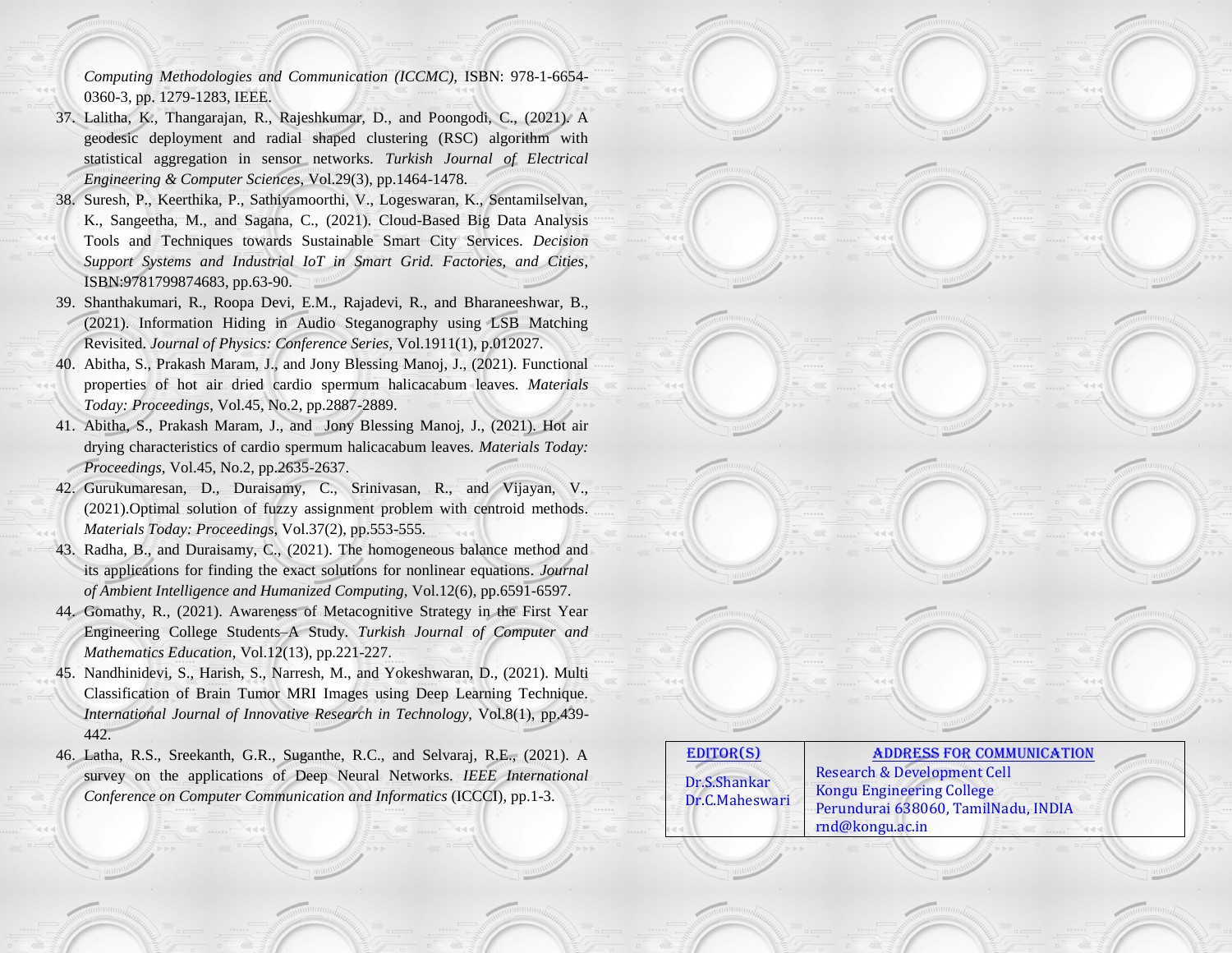*Computing Methodologies and Communication (ICCMC)*, ISBN: 978-1-6654-0360-3, pp. 1279-1283, IEEE.

37. Lalitha, K., Thangarajan, R., Rajeshkumar, D., and Poongodi, C., (2021). A geodesic deployment and radial shaped clustering (RSC) algorithm with statistical aggregation in sensor networks. *Turkish Journal of Electrical Engineering & Computer Sciences*, Vol.29(3), pp.1464-1478.
38. Suresh, P., Keerthika, P., Sathiyamoorthi, V., Logeswaran, K., Sentamilselvan, K., Sangeetha, M., and Sagana, C., (2021). Cloud-Based Big Data Analysis Tools and Techniques towards Sustainable Smart City Services. *Decision Support Systems and Industrial IoT in Smart Grid. Factories, and Cities*, ISBN:9781799874683, pp.63-90.
39. Shanthakumari, R., Roopa Devi, E.M., Rajadevi, R., and Bharaneeshwar, B., (2021). Information Hiding in Audio Steganography using LSB Matching Revisited. *Journal of Physics: Conference Series*, Vol.1911(1), p.012027.
40. Abitha, S., Prakash Maram, J., and Jony Blessing Manoj, J., (2021). Functional properties of hot air dried cardio spermum halicacabum leaves. *Materials Today: Proceedings*, Vol.45, No.2, pp.2887-2889.
41. Abitha, S., Prakash Maram, J., and Jony Blessing Manoj, J., (2021). Hot air drying characteristics of cardio spermum halicacabum leaves. *Materials Today: Proceedings*, Vol.45, No.2, pp.2635-2637.
42. Gurukumaresan, D., Duraisamy, C., Srinivasan, R., and Vijayan, V., (2021).Optimal solution of fuzzy assignment problem with centroid methods. *Materials Today: Proceedings*, Vol.37(2), pp.553-555.
43. Radha, B., and Duraisamy, C., (2021). The homogeneous balance method and its applications for finding the exact solutions for nonlinear equations. *Journal of Ambient Intelligence and Humanized Computing*, Vol.12(6), pp.6591-6597.
44. Gomathy, R., (2021). Awareness of Metacognitive Strategy in the First Year Engineering College Students–A Study. *Turkish Journal of Computer and Mathematics Education*, Vol.12(13), pp.221-227.
45. Nandhinidevi, S., Harish, S., Narresh, M., and Yokeshwaran, D., (2021). Multi Classification of Brain Tumor MRI Images using Deep Learning Technique. *International Journal of Innovative Research in Technology*, Vol.8(1), pp.439-442.
46. Latha, R.S., Sreekanth, G.R., Suganthe, R.C., and Selvaraj, R.E., (2021). A survey on the applications of Deep Neural Networks. *IEEE International Conference on Computer Communication and Informatics* (ICCCI), pp.1-3.

| EDITOR(S) | ADDRESS FOR COMMUNICATION |
| --- | --- |
| Dr.S.Shankar<br>Dr.C.Maheswari | Research & Development Cell<br>Kongu Engineering College<br>Perundurai 638060, TamilNadu, INDIA<br>rnd@kongu.ac.in |